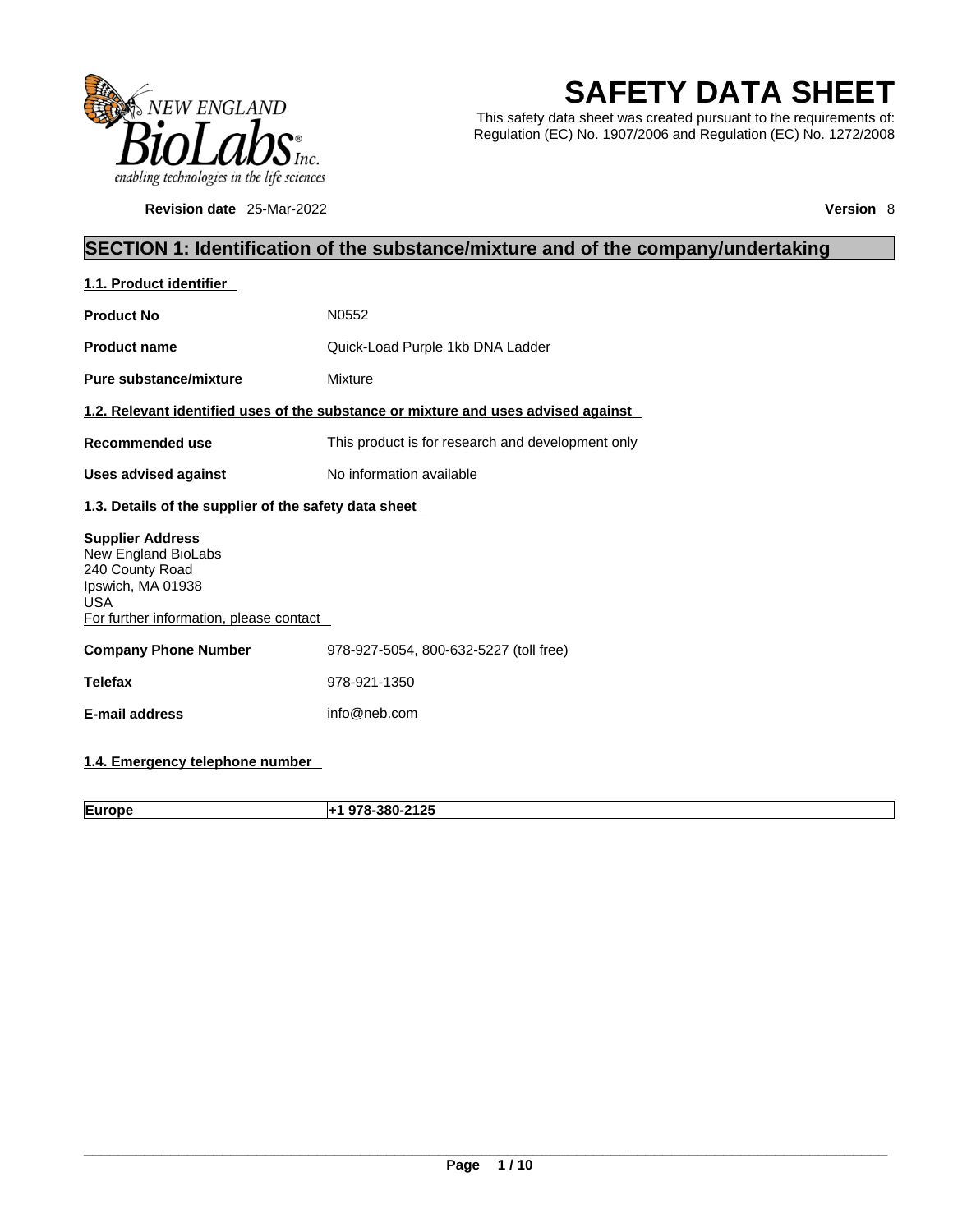NEW ENGLAND BioLabs® Inc.
enabling technologies in the life sciences

# SAFETY DATA SHEET

This safety data sheet was created pursuant to the requirements of:
Regulation (EC) No. 1907/2006 and Regulation (EC) No. 1272/2008

**Revision date** 25-Mar-2022 **Version** 8

## SECTION 1: Identification of the substance/mixture and of the company/undertaking

### 1.1. Product identifier

**Product No** N0552

**Product name** Quick-Load Purple 1kb DNA Ladder

**Pure substance/mixture** Mixture

### 1.2. Relevant identified uses of the substance or mixture and uses advised against

**Recommended use** This product is for research and development only

**Uses advised against** No information available

### 1.3. Details of the supplier of the safety data sheet

**Supplier Address**
New England BioLabs
240 County Road
Ipswich, MA 01938
USA
For further information, please contact

**Company Phone Number** 978-927-5054, 800-632-5227 (toll free)

**Telefax** 978-921-1350

**E-mail address** info@neb.com

### 1.4. Emergency telephone number

| **Europe** | **+1 978-380-2125** |
|---|---|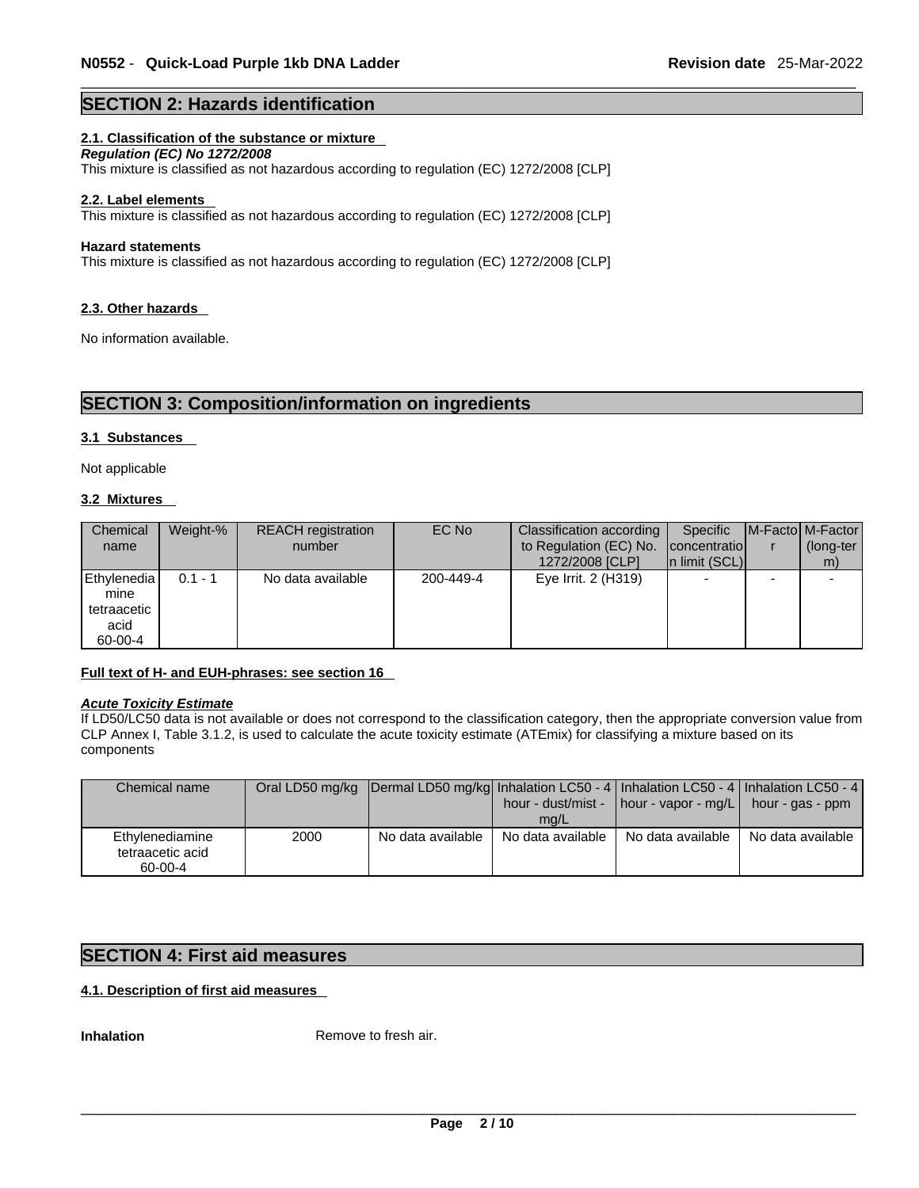## SECTION 2: Hazards identification

### 2.1. Classification of the substance or mixture

***Regulation (EC) No 1272/2008***

This mixture is classified as not hazardous according to regulation (EC) 1272/2008 [CLP]

### 2.2. Label elements

This mixture is classified as not hazardous according to regulation (EC) 1272/2008 [CLP]

**Hazard statements**

This mixture is classified as not hazardous according to regulation (EC) 1272/2008 [CLP]

### 2.3. Other hazards

No information available.

## SECTION 3: Composition/information on ingredients

### 3.1 Substances

Not applicable

### 3.2 Mixtures

| Chemical name | Weight-% | REACH registration number | EC No | Classification according to Regulation (EC) No. 1272/2008 [CLP] | Specific concentration limit (SCL) | M-Factor | M-Factor (long-term) |
|---|---|---|---|---|---|---|---|
| Ethylenediamine tetraacetic acid 60-00-4 | 0.1 - 1 | No data available | 200-449-4 | Eye Irrit. 2 (H319) | - | - | - |

**Full text of H- and EUH-phrases: see section 16**

***Acute Toxicity Estimate***

If LD50/LC50 data is not available or does not correspond to the classification category, then the appropriate conversion value from CLP Annex I, Table 3.1.2, is used to calculate the acute toxicity estimate (ATEmix) for classifying a mixture based on its components

| Chemical name | Oral LD50 mg/kg | Dermal LD50 mg/kg | Inhalation LC50 - 4 hour - dust/mist - mg/L | Inhalation LC50 - 4 hour - vapor - mg/L | Inhalation LC50 - 4 hour - gas - ppm |
|---|---|---|---|---|---|
| Ethylenediamine tetraacetic acid 60-00-4 | 2000 | No data available | No data available | No data available | No data available |

## SECTION 4: First aid measures

### 4.1. Description of first aid measures

**Inhalation** Remove to fresh air.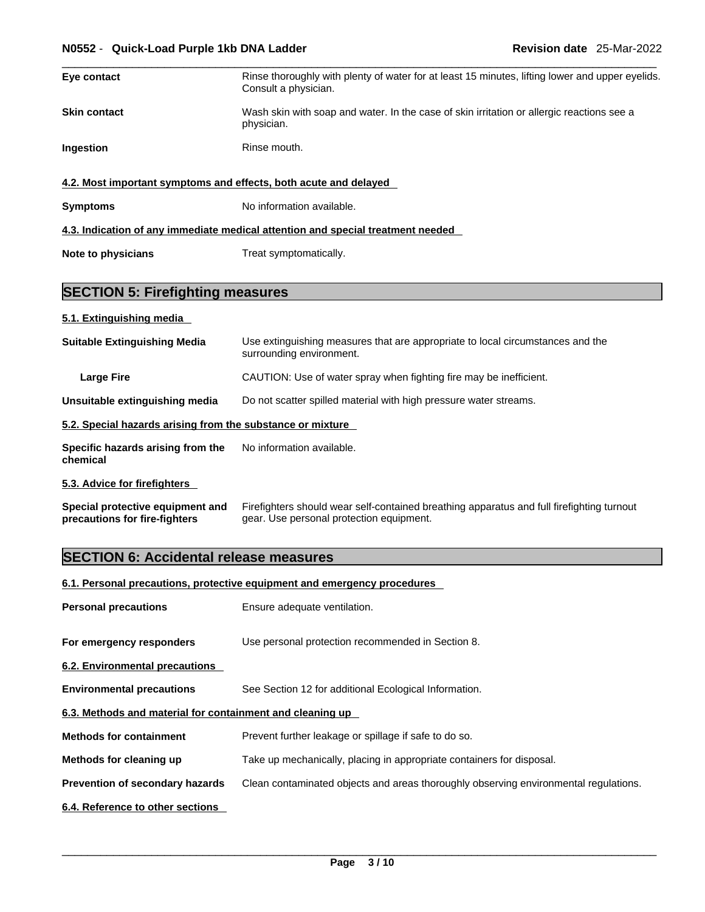| | |
|---|---|
| **Eye contact** | Rinse thoroughly with plenty of water for at least 15 minutes, lifting lower and upper eyelids. Consult a physician. |
| **Skin contact** | Wash skin with soap and water. In the case of skin irritation or allergic reactions see a physician. |
| **Ingestion** | Rinse mouth. |

### 4.2. Most important symptoms and effects, both acute and delayed

| | |
|---|---|
| **Symptoms** | No information available. |

### 4.3. Indication of any immediate medical attention and special treatment needed

| | |
|---|---|
| **Note to physicians** | Treat symptomatically. |

## SECTION 5: Firefighting measures

### 5.1. Extinguishing media

| | |
|---|---|
| **Suitable Extinguishing Media** | Use extinguishing measures that are appropriate to local circumstances and the surrounding environment. |
| **Large Fire** | CAUTION: Use of water spray when fighting fire may be inefficient. |
| **Unsuitable extinguishing media** | Do not scatter spilled material with high pressure water streams. |

### 5.2. Special hazards arising from the substance or mixture

| | |
|---|---|
| **Specific hazards arising from the chemical** | No information available. |

### 5.3. Advice for firefighters

| | |
|---|---|
| **Special protective equipment and precautions for fire-fighters** | Firefighters should wear self-contained breathing apparatus and full firefighting turnout gear. Use personal protection equipment. |

## SECTION 6: Accidental release measures

### 6.1. Personal precautions, protective equipment and emergency procedures

| | |
|---|---|
| **Personal precautions** | Ensure adequate ventilation. |
| **For emergency responders** | Use personal protection recommended in Section 8. |

### 6.2. Environmental precautions

| | |
|---|---|
| **Environmental precautions** | See Section 12 for additional Ecological Information. |

### 6.3. Methods and material for containment and cleaning up

| | |
|---|---|
| **Methods for containment** | Prevent further leakage or spillage if safe to do so. |
| **Methods for cleaning up** | Take up mechanically, placing in appropriate containers for disposal. |
| **Prevention of secondary hazards** | Clean contaminated objects and areas thoroughly observing environmental regulations. |

### 6.4. Reference to other sections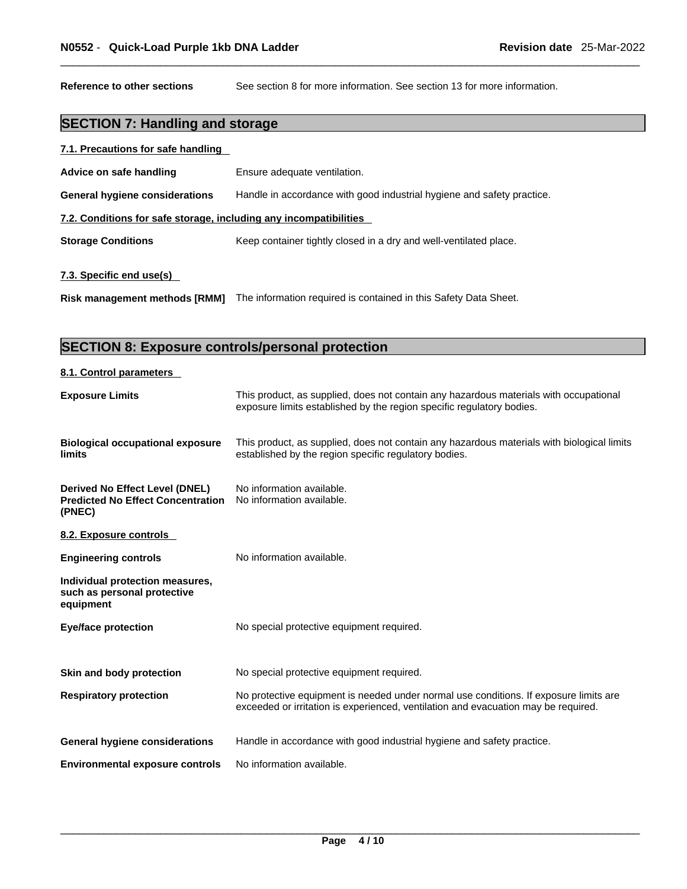**Reference to other sections** See section 8 for more information. See section 13 for more information.

## SECTION 7: Handling and storage

### 7.1. Precautions for safe handling

**Advice on safe handling** Ensure adequate ventilation.

**General hygiene considerations** Handle in accordance with good industrial hygiene and safety practice.

### 7.2. Conditions for safe storage, including any incompatibilities

**Storage Conditions** Keep container tightly closed in a dry and well-ventilated place.

### 7.3. Specific end use(s)

**Risk management methods [RMM]** The information required is contained in this Safety Data Sheet.

## SECTION 8: Exposure controls/personal protection

### 8.1. Control parameters

**Exposure Limits** This product, as supplied, does not contain any hazardous materials with occupational exposure limits established by the region specific regulatory bodies.

**Biological occupational exposure limits** This product, as supplied, does not contain any hazardous materials with biological limits established by the region specific regulatory bodies.

**Derived No Effect Level (DNEL)** No information available.
**Predicted No Effect Concentration (PNEC)** No information available.

### 8.2. Exposure controls

**Engineering controls** No information available.

**Individual protection measures, such as personal protective equipment**

**Eye/face protection** No special protective equipment required.

**Skin and body protection** No special protective equipment required.

**Respiratory protection** No protective equipment is needed under normal use conditions. If exposure limits are exceeded or irritation is experienced, ventilation and evacuation may be required.

**General hygiene considerations** Handle in accordance with good industrial hygiene and safety practice.

**Environmental exposure controls** No information available.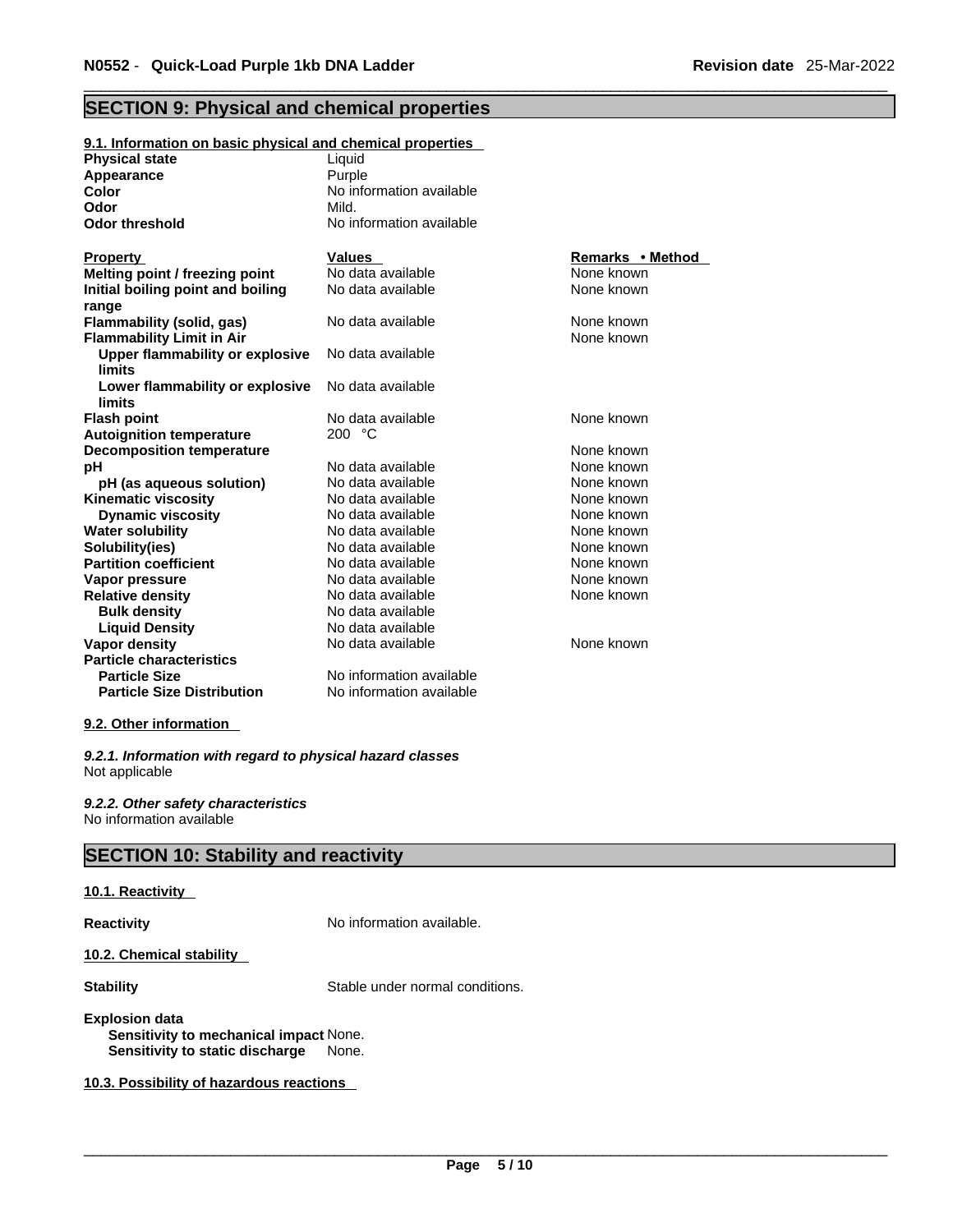## SECTION 9: Physical and chemical properties

### 9.1. Information on basic physical and chemical properties

| | |
|---|---|
| **Physical state** | Liquid |
| **Appearance** | Purple |
| **Color** | No information available |
| **Odor** | Mild. |
| **Odor threshold** | No information available |

| Property | Values | Remarks • Method |
|---|---|---|
| **Melting point / freezing point** | No data available | None known |
| **Initial boiling point and boiling range** | No data available | None known |
| **Flammability (solid, gas)** | No data available | None known |
| **Flammability Limit in Air** | | None known |
| **Upper flammability or explosive limits** | No data available | |
| **Lower flammability or explosive limits** | No data available | |
| **Flash point** | No data available | None known |
| **Autoignition temperature** | 200 °C | |
| **Decomposition temperature** | | None known |
| **pH** | No data available | None known |
| **pH (as aqueous solution)** | No data available | None known |
| **Kinematic viscosity** | No data available | None known |
| **Dynamic viscosity** | No data available | None known |
| **Water solubility** | No data available | None known |
| **Solubility(ies)** | No data available | None known |
| **Partition coefficient** | No data available | None known |
| **Vapor pressure** | No data available | None known |
| **Relative density** | No data available | None known |
| **Bulk density** | No data available | |
| **Liquid Density** | No data available | |
| **Vapor density** | No data available | None known |
| **Particle characteristics** | | |
| **Particle Size** | No information available | |
| **Particle Size Distribution** | No information available | |

### 9.2. Other information

***9.2.1. Information with regard to physical hazard classes***
Not applicable

***9.2.2. Other safety characteristics***
No information available

## SECTION 10: Stability and reactivity

### 10.1. Reactivity

**Reactivity** No information available.

### 10.2. Chemical stability

**Stability** Stable under normal conditions.

**Explosion data**
**Sensitivity to mechanical impact** None.
**Sensitivity to static discharge** None.

### 10.3. Possibility of hazardous reactions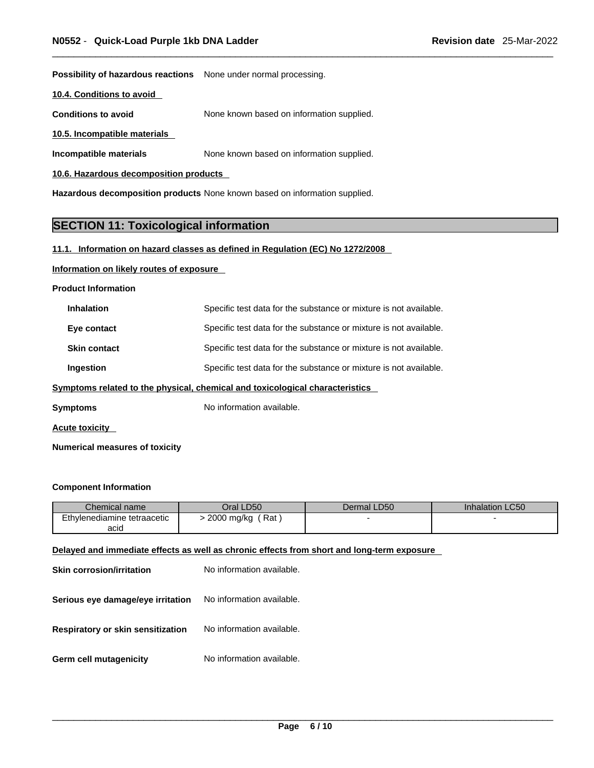**Possibility of hazardous reactions** None under normal processing.

**10.4. Conditions to avoid**

**Conditions to avoid** None known based on information supplied.

**10.5. Incompatible materials**

**Incompatible materials** None known based on information supplied.

**10.6. Hazardous decomposition products**

**Hazardous decomposition products** None known based on information supplied.

## SECTION 11: Toxicological information

**11.1. Information on hazard classes as defined in Regulation (EC) No 1272/2008**

**Information on likely routes of exposure**

**Product Information**

**Inhalation** Specific test data for the substance or mixture is not available.

**Eye contact** Specific test data for the substance or mixture is not available.

**Skin contact** Specific test data for the substance or mixture is not available.

**Ingestion** Specific test data for the substance or mixture is not available.

**Symptoms related to the physical, chemical and toxicological characteristics**

**Symptoms** No information available.

**Acute toxicity**

**Numerical measures of toxicity**

**Component Information**

| Chemical name | Oral LD50 | Dermal LD50 | Inhalation LC50 |
|---|---|---|---|
| Ethylenediamine tetraacetic acid | > 2000 mg/kg ( Rat ) | - | - |

**Delayed and immediate effects as well as chronic effects from short and long-term exposure**

**Skin corrosion/irritation** No information available.

**Serious eye damage/eye irritation** No information available.

**Respiratory or skin sensitization** No information available.

**Germ cell mutagenicity** No information available.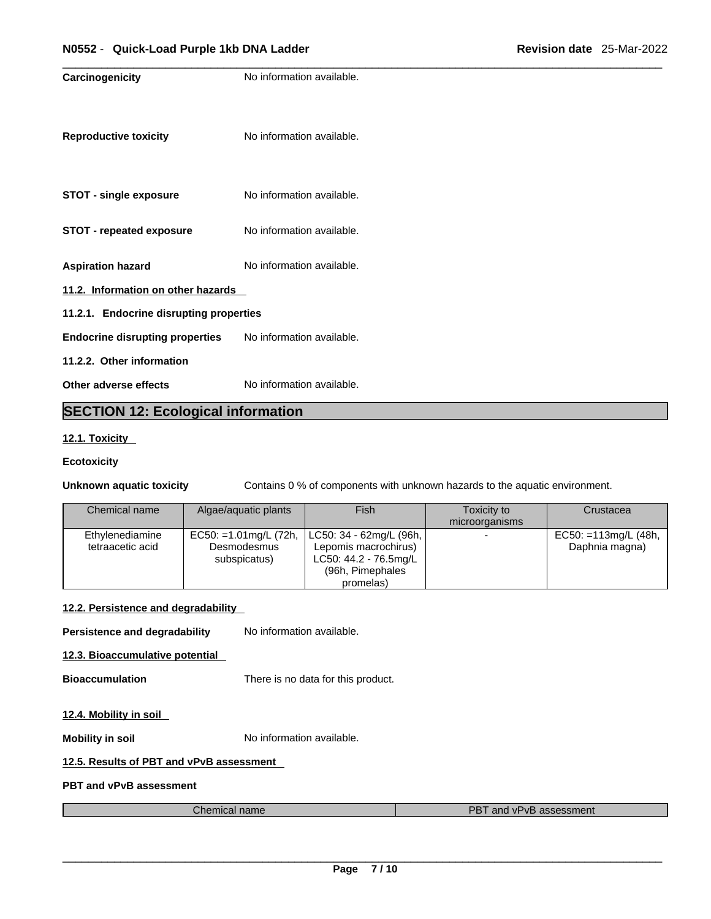**Carcinogenicity** No information available.

**Reproductive toxicity** No information available.

**STOT - single exposure** No information available.

**STOT - repeated exposure** No information available.

**Aspiration hazard** No information available.

### 11.2. Information on other hazards

#### 11.2.1. Endocrine disrupting properties

**Endocrine disrupting properties** No information available.

#### 11.2.2. Other information

**Other adverse effects** No information available.

## SECTION 12: Ecological information

### 12.1. Toxicity

**Ecotoxicity**

**Unknown aquatic toxicity** Contains 0 % of components with unknown hazards to the aquatic environment.

| Chemical name | Algae/aquatic plants | Fish | Toxicity to microorganisms | Crustacea |
|---|---|---|---|---|
| Ethylenediamine tetraacetic acid | EC50: =1.01mg/L (72h, Desmodesmus subspicatus) | LC50: 34 - 62mg/L (96h, Lepomis macrochirus) LC50: 44.2 - 76.5mg/L (96h, Pimephales promelas) | - | EC50: =113mg/L (48h, Daphnia magna) |

### 12.2. Persistence and degradability

**Persistence and degradability** No information available.

### 12.3. Bioaccumulative potential

**Bioaccumulation** There is no data for this product.

### 12.4. Mobility in soil

**Mobility in soil** No information available.

### 12.5. Results of PBT and vPvB assessment

**PBT and vPvB assessment**

| Chemical name | PBT and vPvB assessment |
|---|---|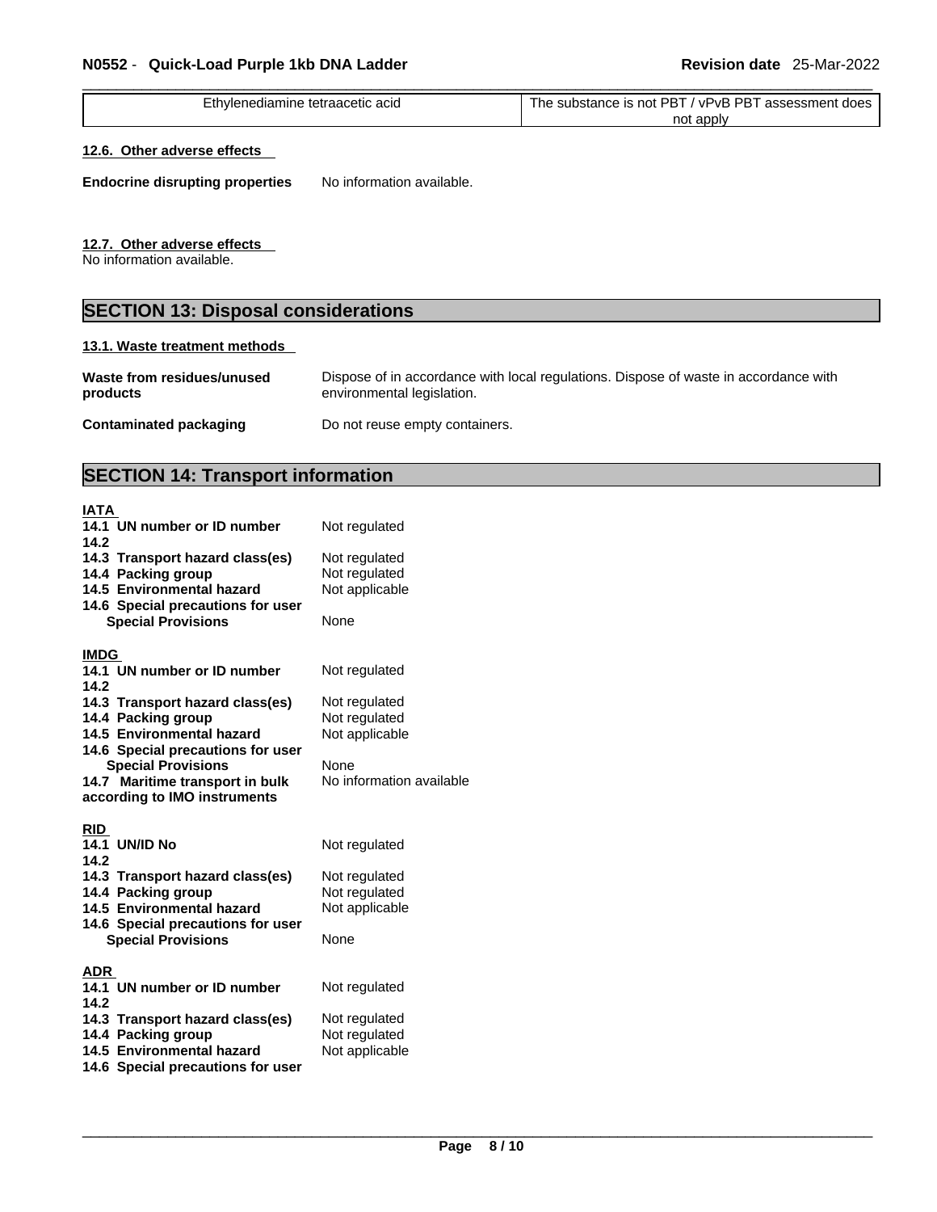| Ethylenediamine tetraacetic acid | The substance is not PBT / vPvB PBT assessment does not apply |
|---|---|

**12.6. Other adverse effects**

**Endocrine disrupting properties** No information available.

**12.7. Other adverse effects**

No information available.

## SECTION 13: Disposal considerations

**13.1. Waste treatment methods**

**Waste from residues/unused products** Dispose of in accordance with local regulations. Dispose of waste in accordance with environmental legislation.

**Contaminated packaging** Do not reuse empty containers.

## SECTION 14: Transport information

**IATA**

| | |
|---|---|
| **14.1 UN number or ID number** | Not regulated |
| **14.2** | |
| **14.3 Transport hazard class(es)** | Not regulated |
| **14.4 Packing group** | Not regulated |
| **14.5 Environmental hazard** | Not applicable |
| **14.6 Special precautions for user** | |
| **Special Provisions** | None |

**IMDG**

| | |
|---|---|
| **14.1 UN number or ID number** | Not regulated |
| **14.2** | |
| **14.3 Transport hazard class(es)** | Not regulated |
| **14.4 Packing group** | Not regulated |
| **14.5 Environmental hazard** | Not applicable |
| **14.6 Special precautions for user** | |
| **Special Provisions** | None |
| **14.7 Maritime transport in bulk according to IMO instruments** | No information available |

**RID**

| | |
|---|---|
| **14.1 UN/ID No** | Not regulated |
| **14.2** | |
| **14.3 Transport hazard class(es)** | Not regulated |
| **14.4 Packing group** | Not regulated |
| **14.5 Environmental hazard** | Not applicable |
| **14.6 Special precautions for user** | |
| **Special Provisions** | None |

**ADR**

| | |
|---|---|
| **14.1 UN number or ID number** | Not regulated |
| **14.2** | |
| **14.3 Transport hazard class(es)** | Not regulated |
| **14.4 Packing group** | Not regulated |
| **14.5 Environmental hazard** | Not applicable |
| **14.6 Special precautions for user** | |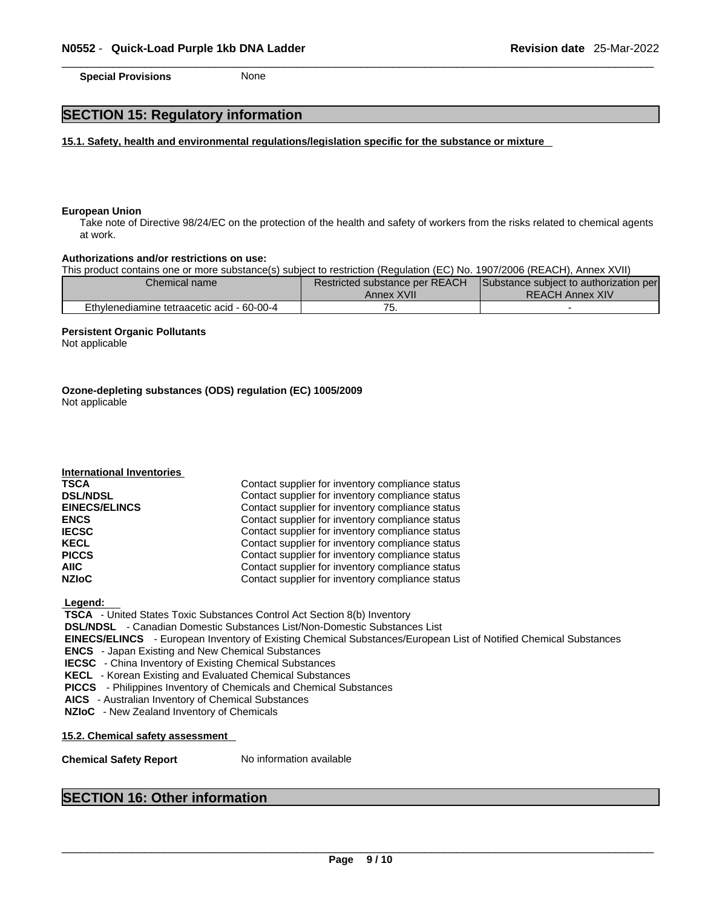**Special Provisions** None

## SECTION 15: Regulatory information

### 15.1. Safety, health and environmental regulations/legislation specific for the substance or mixture

**European Union**

Take note of Directive 98/24/EC on the protection of the health and safety of workers from the risks related to chemical agents at work.

**Authorizations and/or restrictions on use:**

This product contains one or more substance(s) subject to restriction (Regulation (EC) No. 1907/2006 (REACH), Annex XVII)

| Chemical name | Restricted substance per REACH Annex XVII | Substance subject to authorization per REACH Annex XIV |
|---|---|---|
| Ethylenediamine tetraacetic acid - 60-00-4 | 75. | - |

**Persistent Organic Pollutants**

Not applicable

**Ozone-depleting substances (ODS) regulation (EC) 1005/2009**

Not applicable

**International Inventories**

| | |
|---|---|
| **TSCA** | Contact supplier for inventory compliance status |
| **DSL/NDSL** | Contact supplier for inventory compliance status |
| **EINECS/ELINCS** | Contact supplier for inventory compliance status |
| **ENCS** | Contact supplier for inventory compliance status |
| **IECSC** | Contact supplier for inventory compliance status |
| **KECL** | Contact supplier for inventory compliance status |
| **PICCS** | Contact supplier for inventory compliance status |
| **AIIC** | Contact supplier for inventory compliance status |
| **NZIoC** | Contact supplier for inventory compliance status |

**Legend:**

**TSCA** - United States Toxic Substances Control Act Section 8(b) Inventory
**DSL/NDSL** - Canadian Domestic Substances List/Non-Domestic Substances List
**EINECS/ELINCS** - European Inventory of Existing Chemical Substances/European List of Notified Chemical Substances
**ENCS** - Japan Existing and New Chemical Substances
**IECSC** - China Inventory of Existing Chemical Substances
**KECL** - Korean Existing and Evaluated Chemical Substances
**PICCS** - Philippines Inventory of Chemicals and Chemical Substances
**AICS** - Australian Inventory of Chemical Substances
**NZIoC** - New Zealand Inventory of Chemicals

### 15.2. Chemical safety assessment

**Chemical Safety Report** No information available

## SECTION 16: Other information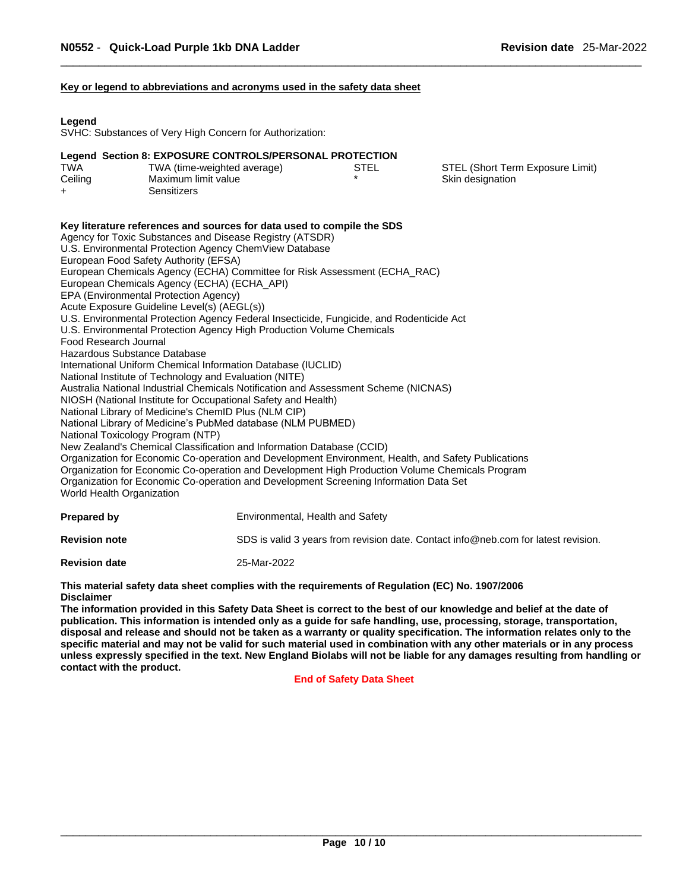## Key or legend to abbreviations and acronyms used in the safety data sheet

**Legend**
SVHC: Substances of Very High Concern for Authorization:

**Legend Section 8: EXPOSURE CONTROLS/PERSONAL PROTECTION**

| | | | |
|---|---|---|---|
| TWA | TWA (time-weighted average) | STEL | STEL (Short Term Exposure Limit) |
| Ceiling | Maximum limit value | * | Skin designation |
| + | Sensitizers | | |

**Key literature references and sources for data used to compile the SDS**
Agency for Toxic Substances and Disease Registry (ATSDR)
U.S. Environmental Protection Agency ChemView Database
European Food Safety Authority (EFSA)
European Chemicals Agency (ECHA) Committee for Risk Assessment (ECHA_RAC)
European Chemicals Agency (ECHA) (ECHA_API)
EPA (Environmental Protection Agency)
Acute Exposure Guideline Level(s) (AEGL(s))
U.S. Environmental Protection Agency Federal Insecticide, Fungicide, and Rodenticide Act
U.S. Environmental Protection Agency High Production Volume Chemicals
Food Research Journal
Hazardous Substance Database
International Uniform Chemical Information Database (IUCLID)
National Institute of Technology and Evaluation (NITE)
Australia National Industrial Chemicals Notification and Assessment Scheme (NICNAS)
NIOSH (National Institute for Occupational Safety and Health)
National Library of Medicine's ChemID Plus (NLM CIP)
National Library of Medicine's PubMed database (NLM PUBMED)
National Toxicology Program (NTP)
New Zealand's Chemical Classification and Information Database (CCID)
Organization for Economic Co-operation and Development Environment, Health, and Safety Publications
Organization for Economic Co-operation and Development High Production Volume Chemicals Program
Organization for Economic Co-operation and Development Screening Information Data Set
World Health Organization

**Prepared by** Environmental, Health and Safety

**Revision note** SDS is valid 3 years from revision date. Contact info@neb.com for latest revision.

**Revision date** 25-Mar-2022

**This material safety data sheet complies with the requirements of Regulation (EC) No. 1907/2006**
**Disclaimer**
**The information provided in this Safety Data Sheet is correct to the best of our knowledge and belief at the date of publication. This information is intended only as a guide for safe handling, use, processing, storage, transportation, disposal and release and should not be taken as a warranty or quality specification. The information relates only to the specific material and may not be valid for such material used in combination with any other materials or in any process unless expressly specified in the text. New England Biolabs will not be liable for any damages resulting from handling or contact with the product.**

**End of Safety Data Sheet**